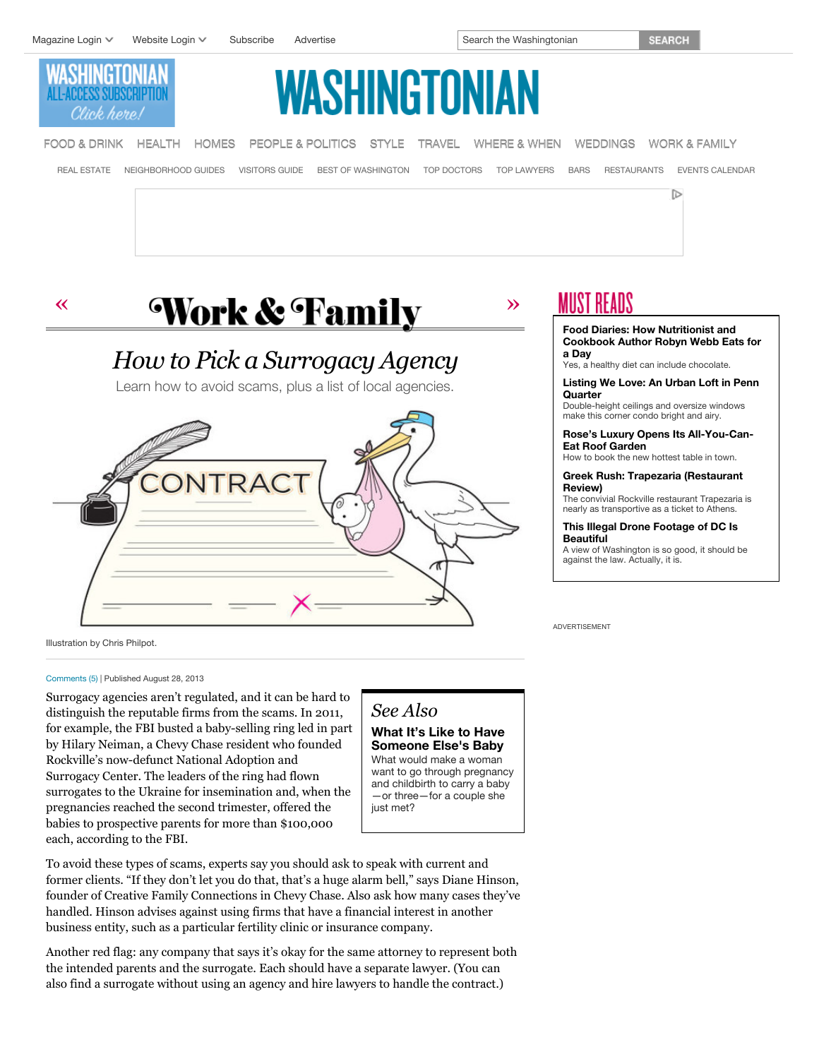# How to Pick a Surrogacy Agency

Learn how to avoid scams, plus a list of local agencies.

Illustration by Chris Philpot.

Comments (5) | Published August 28, 2013

Surrogacy agencies aren't regulated, and it can be hard to distinguish the reputable firms from the scams. In 2011, for example, the FBI busted a baby-selling ring led in part by Hilary Neiman, a Chevy Chase resident who founded Rockville's now-defunct National Adoption and Surrogacy Center. The leaders of the ring had flown surrogates to the Ukraine for insemination and, when the pregnancies reached the second trimester, offered the babies to prospective parents for more than $100,000 each, according to the FBI.

> *See Also*
>
> **What It's Like to Have Someone Else's Baby**
>
> What would make a woman want to go through pregnancy and childbirth to carry a baby—or three—for a couple she just met?

To avoid these types of scams, experts say you should ask to speak with current and former clients. "If they don't let you do that, that's a huge alarm bell," says Diane Hinson, founder of Creative Family Connections in Chevy Chase. Also ask how many cases they've handled. Hinson advises against using firms that have a financial interest in another business entity, such as a particular fertility clinic or insurance company.

Another red flag: any company that says it's okay for the same attorney to represent both the intended parents and the surrogate. Each should have a separate lawyer. (You can also find a surrogate without using an agency and hire lawyers to handle the contract.)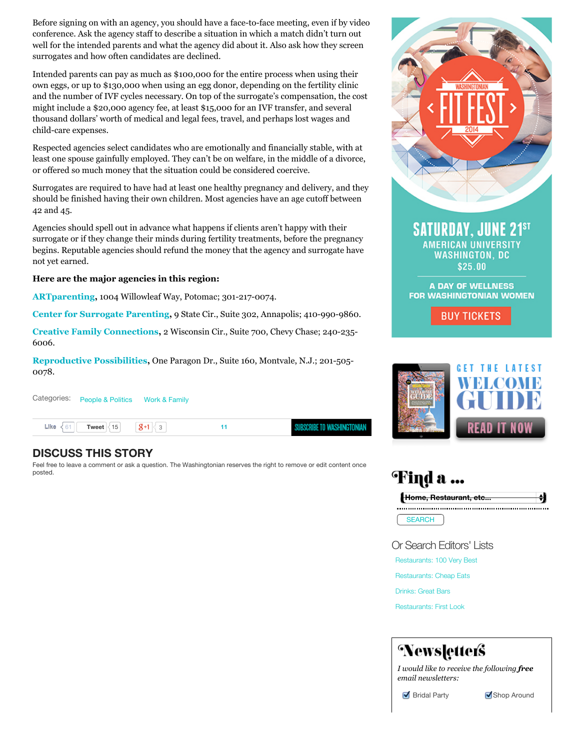Before signing on with an agency, you should have a face-to-face meeting, even if by video conference. Ask the agency staff to describe a situation in which a match didn't turn out well for the intended parents and what the agency did about it. Also ask how they screen surrogates and how often candidates are declined.

Intended parents can pay as much as $100,000 for the entire process when using their own eggs, or up to $130,000 when using an egg donor, depending on the fertility clinic and the number of IVF cycles necessary. On top of the surrogate's compensation, the cost might include a $20,000 agency fee, at least $15,000 for an IVF transfer, and several thousand dollars' worth of medical and legal fees, travel, and perhaps lost wages and child-care expenses.

Respected agencies select candidates who are emotionally and financially stable, with at least one spouse gainfully employed. They can't be on welfare, in the middle of a divorce, or offered so much money that the situation could be considered coercive.

Surrogates are required to have had at least one healthy pregnancy and delivery, and they should be finished having their own children. Most agencies have an age cutoff between 42 and 45.

Agencies should spell out in advance what happens if clients aren't happy with their surrogate or if they change their minds during fertility treatments, before the pregnancy begins. Reputable agencies should refund the money that the agency and surrogate have not yet earned.

**Here are the major agencies in this region:**

**ARTparenting**, 1004 Willowleaf Way, Potomac; 301-217-0074.

**Center for Surrogate Parenting**, 9 State Cir., Suite 302, Annapolis; 410-990-9860.

**Creative Family Connections**, 2 Wisconsin Cir., Suite 700, Chevy Chase; 240-235-6006.

**Reproductive Possibilities**, One Paragon Dr., Suite 160, Montvale, N.J.; 201-505-0078.

Categories: People & Politics Work & Family

## DISCUSS THIS STORY

Feel free to leave a comment or ask a question. The Washingtonian reserves the right to remove or edit content once posted.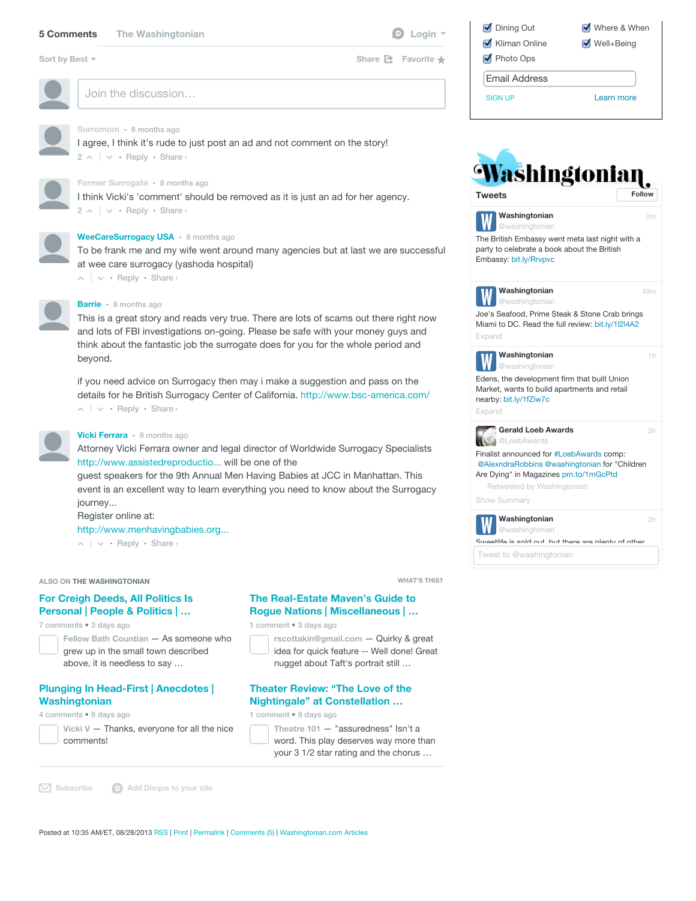**5 Comments** The Washingtonian Login

Sort by Best Share Favorite

Join the discussion…

Surromom · 8 months ago

I agree, I think it's rude to just post an ad and not comment on the story!

2 · Reply · Share ›

Former Surrogate · 8 months ago

I think Vicki's 'comment' should be removed as it is just an ad for her agency.

2 · Reply · Share ›

WeeCareSurrogacy USA · 8 months ago

To be frank me and my wife went around many agencies but at last we are successful at wee care surrogacy (yashoda hospital)

Reply · Share ›

Barrie · 8 months ago

This is a great story and reads very true. There are lots of scams out there right now and lots of FBI investigations on-going. Please be safe with your money guys and think about the fantastic job the surrogate does for you for the whole period and beyond.

if you need advice on Surrogacy then may i make a suggestion and pass on the details for he British Surrogacy Center of California. http://www.bsc-america.com/

Reply · Share ›

Vicki Ferrara · 8 months ago

Attorney Vicki Ferrara owner and legal director of Worldwide Surrogacy Specialists http://www.assistedreproductio... will be one of the guest speakers for the 9th Annual Men Having Babies at JCC in Manhattan. This event is an excellent way to learn everything you need to know about the Surrogacy journey...
Register online at:
http://www.menhavingbabies.org...

Reply · Share ›

ALSO ON THE WASHINGTONIAN WHAT'S THIS?

**For Creigh Deeds, All Politics Is Personal | People & Politics | …**
7 comments • 3 days ago
Fellow Bath Countian — As someone who grew up in the small town described above, it is needless to say …

**The Real-Estate Maven's Guide to Rogue Nations | Miscellaneous | …**
1 comment • 3 days ago
rscottakin@gmail.com — Quirky & great idea for quick feature -- Well done! Great nugget about Taft's portrait still …

**Plunging In Head-First | Anecdotes | Washingtonian**
4 comments • 8 days ago
Vicki V — Thanks, everyone for all the nice comments!

**Theater Review: "The Love of the Nightingale" at Constellation …**
1 comment • 9 days ago
Theatre 101 — "assuredness" Isn't a word. This play deserves way more than your 3 1/2 star rating and the chorus …

Subscribe Add Disqus to your site

Dining Out
Kliman Online
Photo Ops
Where & When
Well+Being

Email Address

SIGN UP Learn more

Washingtonian

Tweets Follow

**Washingtonian** @washingtonian 2m
The British Embassy went meta last night with a party to celebrate a book about the British Embassy: bit.ly/Rrvpvc

**Washingtonian** @washingtonian 43m
Joe's Seafood, Prime Steak & Stone Crab brings Miami to DC. Read the full review: bit.ly/1l2l4A2
Expand

**Washingtonian** @washingtonian 1h
Edens, the development firm that built Union Market, wants to build apartments and retail nearby: bit.ly/1fZiw7c
Expand

**Gerald Loeb Awards** @LoebAwards 2h
Finalist announced for #LoebAwards comp: @AlexndraRobbins @washingtonian for "Children Are Dying" in Magazines prn.to/1mGcPtd
Retweeted by Washingtonian
Show Summary

**Washingtonian** @washingtonian 2h
Sweetlife is sold out, but there are plenty of other

Tweet to @washingtonian

Posted at 10:35 AM/ET, 08/28/2013 RSS | Print | Permalink | Comments (5) | Washingtonian.com Articles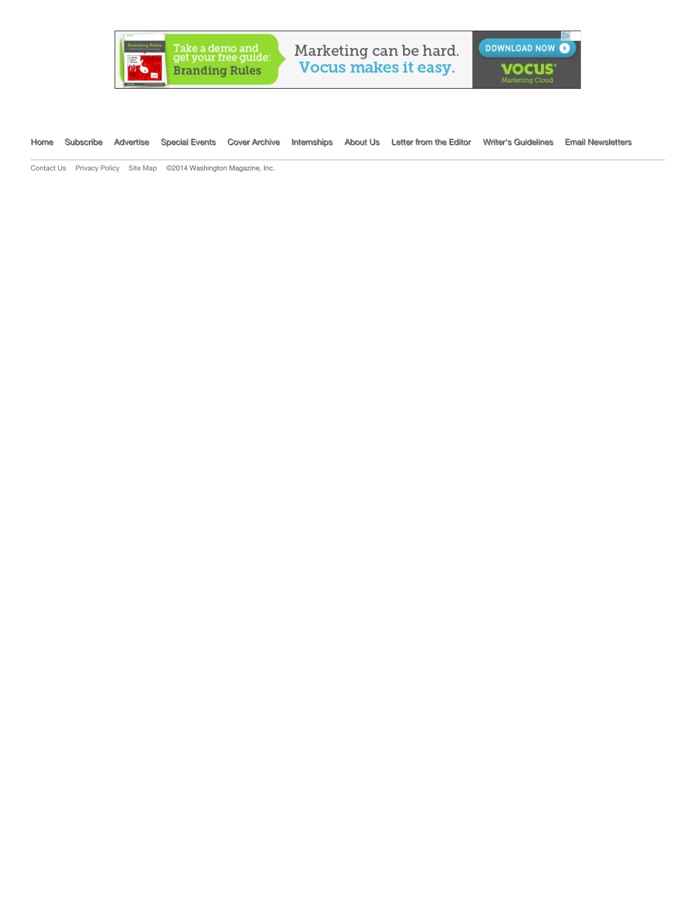Take a demo and get your free guide: Branding Rules

Marketing can be hard. Vocus makes it easy.

DOWNLOAD NOW

VOCUS Marketing Cloud

Home Subscribe Advertise Special Events Cover Archive Internships About Us Letter from the Editor Writer's Guidelines Email Newsletters

Contact Us Privacy Policy Site Map ©2014 Washington Magazine, Inc.